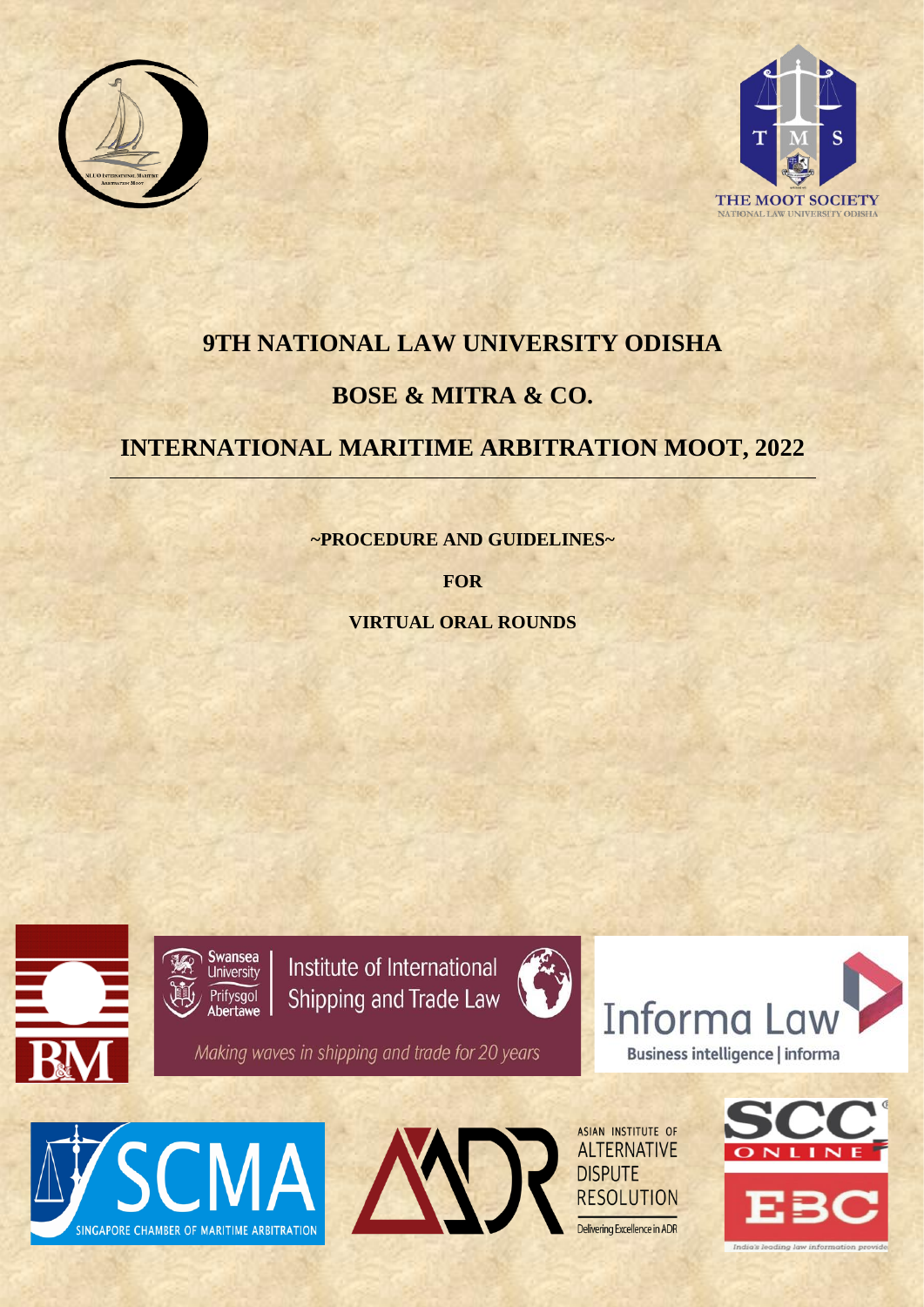# 9TH NATIONAL LAW UNIVERSITY ODISHA

# BOSE & MITRA & CO.

# INTERNATIONAL MARITIME ARBITRATION MOOT, 2022

**~PROCEDURE AND GUIDELINES~**

**FOR**

**VIRTUAL ORAL ROUNDS**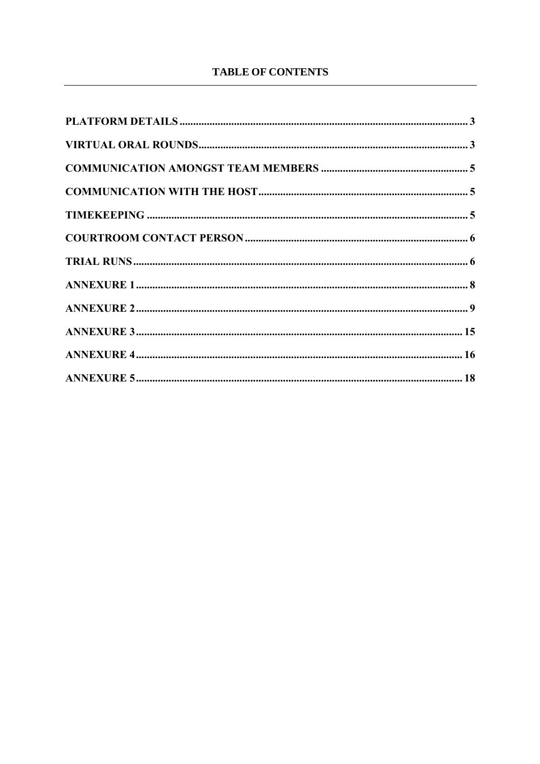# TABLE OF CONTENTS

| | |
|---|---|
| **PLATFORM DETAILS** | **3** |
| **VIRTUAL ORAL ROUNDS** | **3** |
| **COMMUNICATION AMONGST TEAM MEMBERS** | **5** |
| **COMMUNICATION WITH THE HOST** | **5** |
| **TIMEKEEPING** | **5** |
| **COURTROOM CONTACT PERSON** | **6** |
| **TRIAL RUNS** | **6** |
| **ANNEXURE 1** | **8** |
| **ANNEXURE 2** | **9** |
| **ANNEXURE 3** | **15** |
| **ANNEXURE 4** | **16** |
| **ANNEXURE 5** | **18** |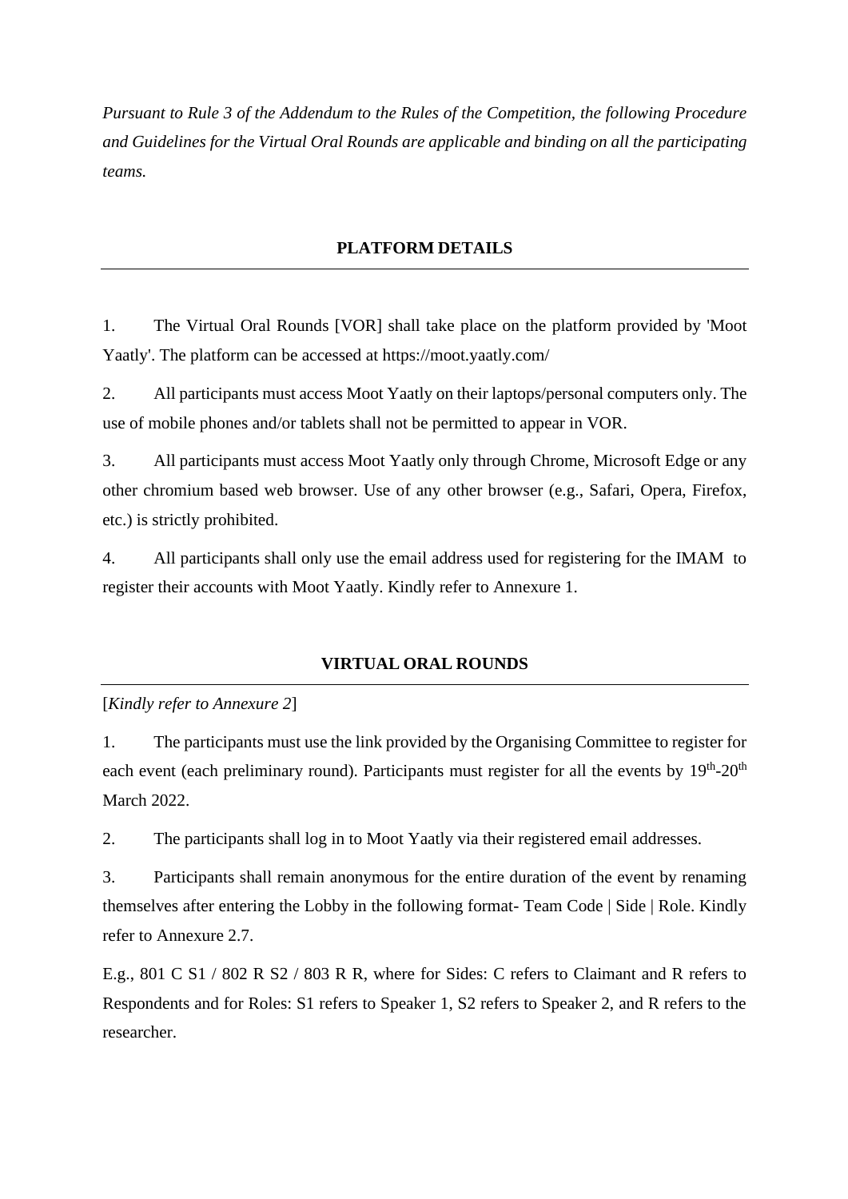*Pursuant to Rule 3 of the Addendum to the Rules of the Competition, the following Procedure and Guidelines for the Virtual Oral Rounds are applicable and binding on all the participating teams.*

## PLATFORM DETAILS

1. The Virtual Oral Rounds [VOR] shall take place on the platform provided by 'Moot Yaatly'. The platform can be accessed at https://moot.yaatly.com/

2. All participants must access Moot Yaatly on their laptops/personal computers only. The use of mobile phones and/or tablets shall not be permitted to appear in VOR.

3. All participants must access Moot Yaatly only through Chrome, Microsoft Edge or any other chromium based web browser. Use of any other browser (e.g., Safari, Opera, Firefox, etc.) is strictly prohibited.

4. All participants shall only use the email address used for registering for the IMAM to register their accounts with Moot Yaatly. Kindly refer to Annexure 1.

## VIRTUAL ORAL ROUNDS

[*Kindly refer to Annexure 2*]

1. The participants must use the link provided by the Organising Committee to register for each event (each preliminary round). Participants must register for all the events by 19th-20th March 2022.

2. The participants shall log in to Moot Yaatly via their registered email addresses.

3. Participants shall remain anonymous for the entire duration of the event by renaming themselves after entering the Lobby in the following format- Team Code | Side | Role. Kindly refer to Annexure 2.7.

E.g., 801 C S1 / 802 R S2 / 803 R R, where for Sides: C refers to Claimant and R refers to Respondents and for Roles: S1 refers to Speaker 1, S2 refers to Speaker 2, and R refers to the researcher.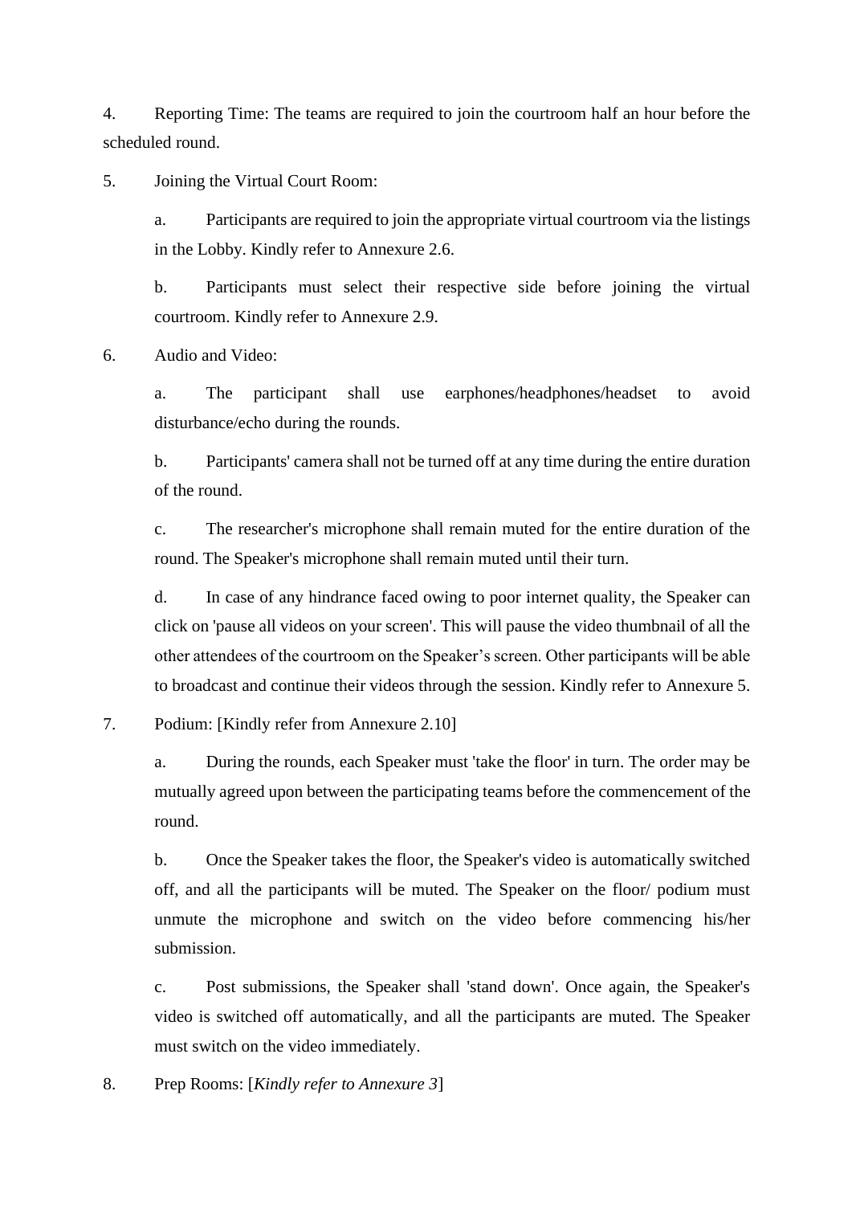4. Reporting Time: The teams are required to join the courtroom half an hour before the scheduled round.

5. Joining the Virtual Court Room:

   a. Participants are required to join the appropriate virtual courtroom via the listings in the Lobby. Kindly refer to Annexure 2.6.

   b. Participants must select their respective side before joining the virtual courtroom. Kindly refer to Annexure 2.9.

6. Audio and Video:

   a. The participant shall use earphones/headphones/headset to avoid disturbance/echo during the rounds.

   b. Participants' camera shall not be turned off at any time during the entire duration of the round.

   c. The researcher's microphone shall remain muted for the entire duration of the round. The Speaker's microphone shall remain muted until their turn.

   d. In case of any hindrance faced owing to poor internet quality, the Speaker can click on 'pause all videos on your screen'. This will pause the video thumbnail of all the other attendees of the courtroom on the Speaker's screen. Other participants will be able to broadcast and continue their videos through the session. Kindly refer to Annexure 5.

7. Podium: [Kindly refer from Annexure 2.10]

   a. During the rounds, each Speaker must 'take the floor' in turn. The order may be mutually agreed upon between the participating teams before the commencement of the round.

   b. Once the Speaker takes the floor, the Speaker's video is automatically switched off, and all the participants will be muted. The Speaker on the floor/ podium must unmute the microphone and switch on the video before commencing his/her submission.

   c. Post submissions, the Speaker shall 'stand down'. Once again, the Speaker's video is switched off automatically, and all the participants are muted. The Speaker must switch on the video immediately.

8. Prep Rooms: [*Kindly refer to Annexure 3*]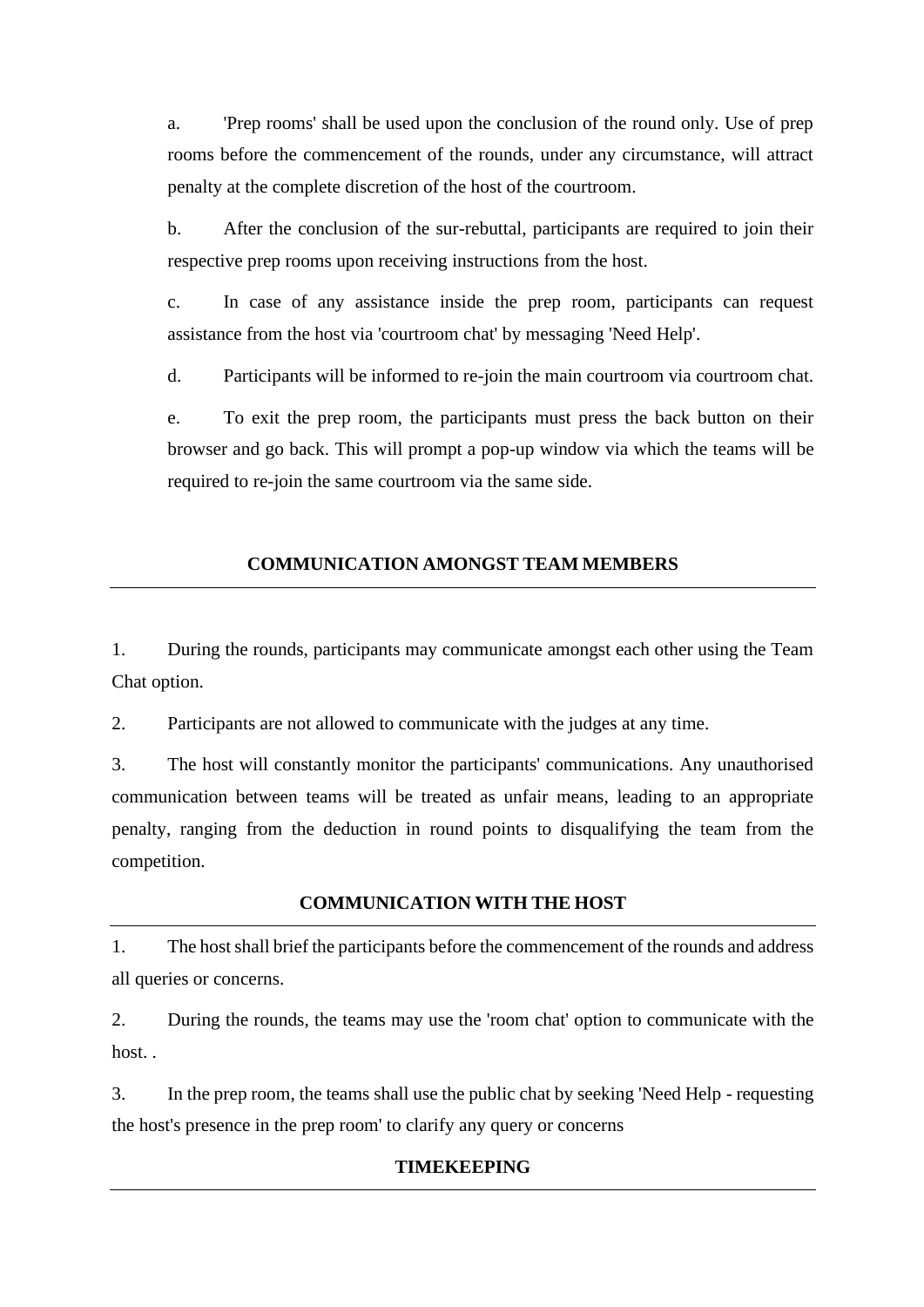a. 'Prep rooms' shall be used upon the conclusion of the round only. Use of prep rooms before the commencement of the rounds, under any circumstance, will attract penalty at the complete discretion of the host of the courtroom.

b. After the conclusion of the sur-rebuttal, participants are required to join their respective prep rooms upon receiving instructions from the host.

c. In case of any assistance inside the prep room, participants can request assistance from the host via 'courtroom chat' by messaging 'Need Help'.

d. Participants will be informed to re-join the main courtroom via courtroom chat.

e. To exit the prep room, the participants must press the back button on their browser and go back. This will prompt a pop-up window via which the teams will be required to re-join the same courtroom via the same side.

## COMMUNICATION AMONGST TEAM MEMBERS

1. During the rounds, participants may communicate amongst each other using the Team Chat option.

2. Participants are not allowed to communicate with the judges at any time.

3. The host will constantly monitor the participants' communications. Any unauthorised communication between teams will be treated as unfair means, leading to an appropriate penalty, ranging from the deduction in round points to disqualifying the team from the competition.

## COMMUNICATION WITH THE HOST

1. The host shall brief the participants before the commencement of the rounds and address all queries or concerns.

2. During the rounds, the teams may use the 'room chat' option to communicate with the host. .

3. In the prep room, the teams shall use the public chat by seeking 'Need Help - requesting the host's presence in the prep room' to clarify any query or concerns

## TIMEKEEPING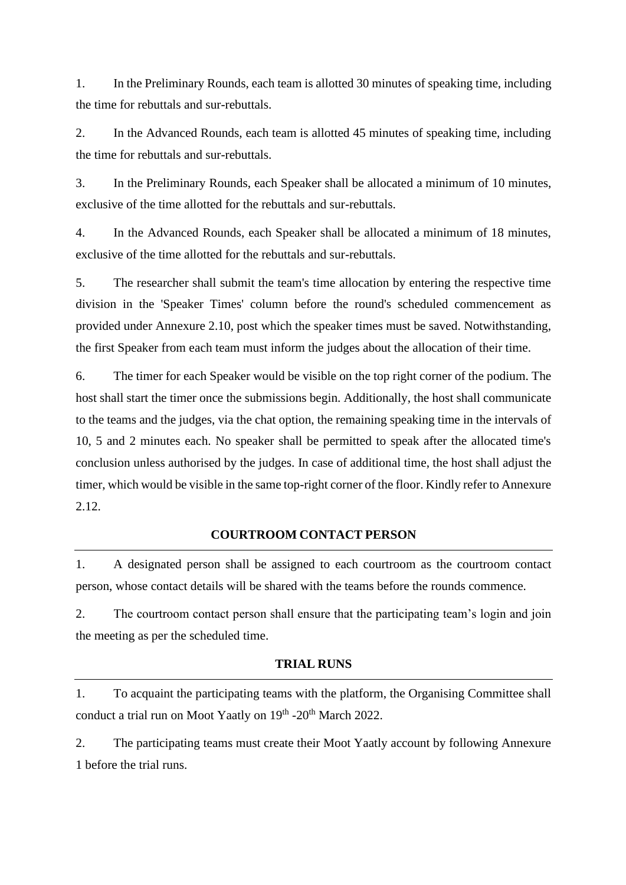1. In the Preliminary Rounds, each team is allotted 30 minutes of speaking time, including the time for rebuttals and sur-rebuttals.

2. In the Advanced Rounds, each team is allotted 45 minutes of speaking time, including the time for rebuttals and sur-rebuttals.

3. In the Preliminary Rounds, each Speaker shall be allocated a minimum of 10 minutes, exclusive of the time allotted for the rebuttals and sur-rebuttals.

4. In the Advanced Rounds, each Speaker shall be allocated a minimum of 18 minutes, exclusive of the time allotted for the rebuttals and sur-rebuttals.

5. The researcher shall submit the team's time allocation by entering the respective time division in the 'Speaker Times' column before the round's scheduled commencement as provided under Annexure 2.10, post which the speaker times must be saved. Notwithstanding, the first Speaker from each team must inform the judges about the allocation of their time.

6. The timer for each Speaker would be visible on the top right corner of the podium. The host shall start the timer once the submissions begin. Additionally, the host shall communicate to the teams and the judges, via the chat option, the remaining speaking time in the intervals of 10, 5 and 2 minutes each. No speaker shall be permitted to speak after the allocated time's conclusion unless authorised by the judges. In case of additional time, the host shall adjust the timer, which would be visible in the same top-right corner of the floor. Kindly refer to Annexure 2.12.

## COURTROOM CONTACT PERSON

1. A designated person shall be assigned to each courtroom as the courtroom contact person, whose contact details will be shared with the teams before the rounds commence.

2. The courtroom contact person shall ensure that the participating team's login and join the meeting as per the scheduled time.

## TRIAL RUNS

1. To acquaint the participating teams with the platform, the Organising Committee shall conduct a trial run on Moot Yaatly on 19th -20th March 2022.

2. The participating teams must create their Moot Yaatly account by following Annexure 1 before the trial runs.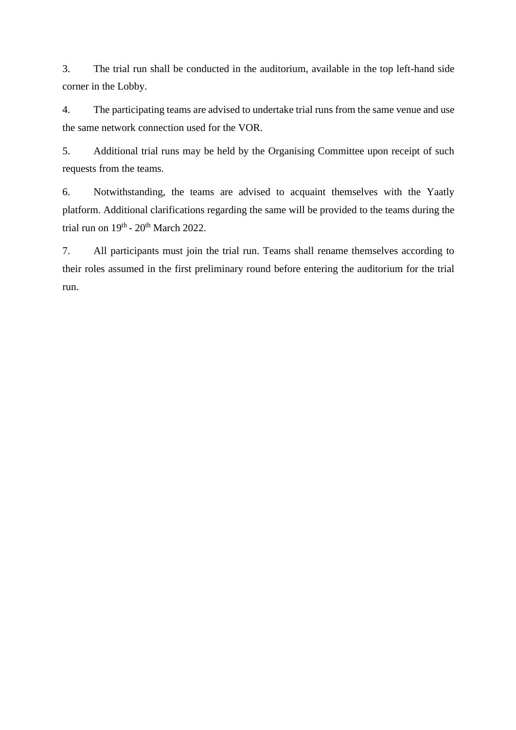3. The trial run shall be conducted in the auditorium, available in the top left-hand side corner in the Lobby.

4. The participating teams are advised to undertake trial runs from the same venue and use the same network connection used for the VOR.

5. Additional trial runs may be held by the Organising Committee upon receipt of such requests from the teams.

6. Notwithstanding, the teams are advised to acquaint themselves with the Yaatly platform. Additional clarifications regarding the same will be provided to the teams during the trial run on 19th - 20th March 2022.

7. All participants must join the trial run. Teams shall rename themselves according to their roles assumed in the first preliminary round before entering the auditorium for the trial run.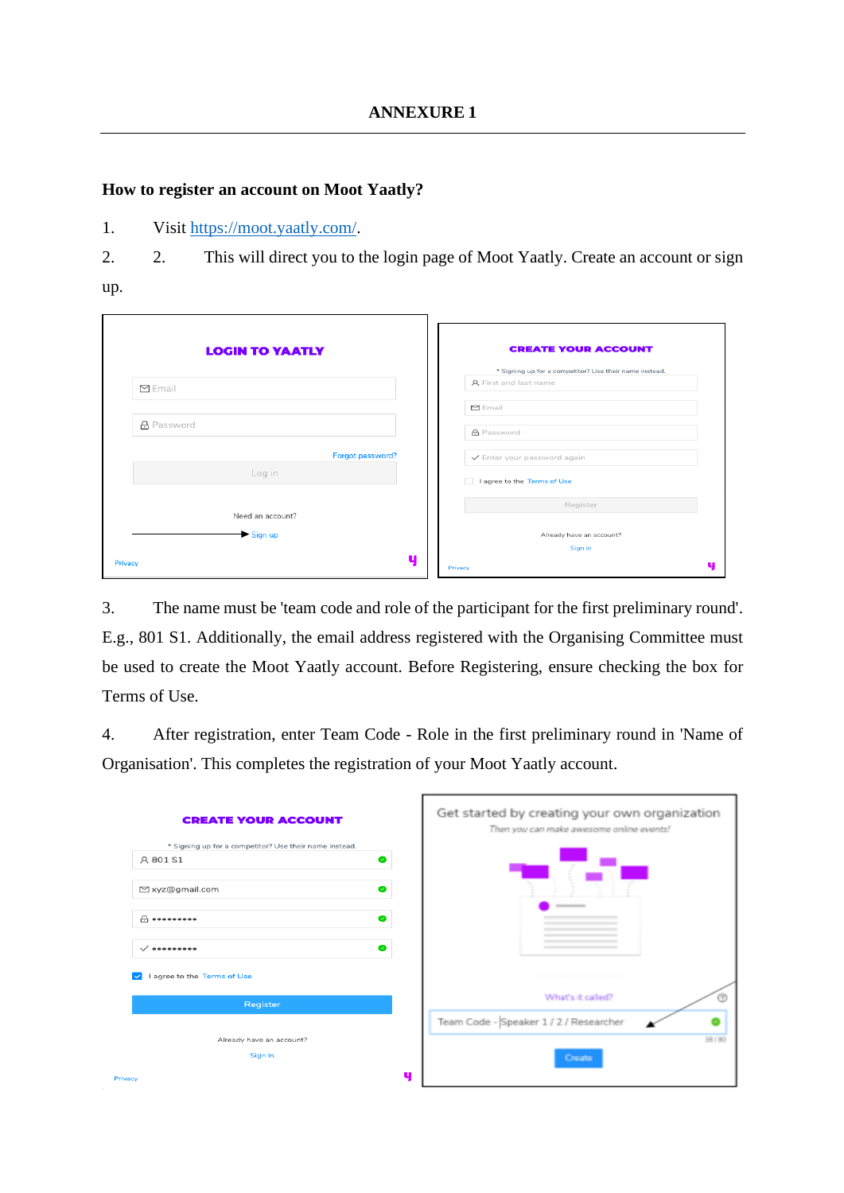# ANNEXURE 1

**How to register an account on Moot Yaatly?**

1. Visit https://moot.yaatly.com/.

2. 2. This will direct you to the login page of Moot Yaatly. Create an account or sign up.

3. The name must be 'team code and role of the participant for the first preliminary round'. E.g., 801 S1. Additionally, the email address registered with the Organising Committee must be used to create the Moot Yaatly account. Before Registering, ensure checking the box for Terms of Use.

4. After registration, enter Team Code - Role in the first preliminary round in 'Name of Organisation'. This completes the registration of your Moot Yaatly account.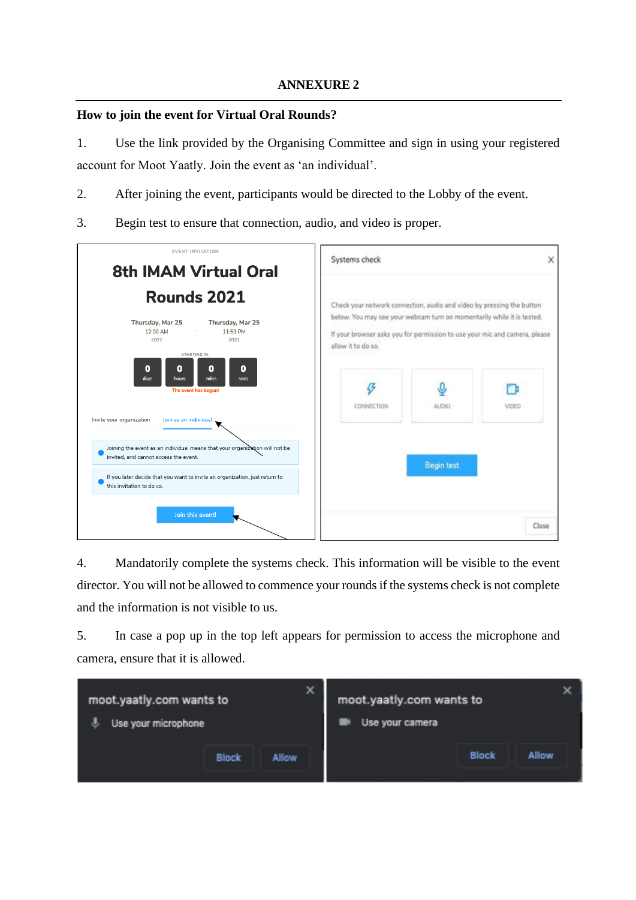# ANNEXURE 2

## How to join the event for Virtual Oral Rounds?

1. Use the link provided by the Organising Committee and sign in using your registered account for Moot Yaatly. Join the event as 'an individual'.

2. After joining the event, participants would be directed to the Lobby of the event.

3. Begin test to ensure that connection, audio, and video is proper.

4. Mandatorily complete the systems check. This information will be visible to the event director. You will not be allowed to commence your rounds if the systems check is not complete and the information is not visible to us.

5. In case a pop up in the top left appears for permission to access the microphone and camera, ensure that it is allowed.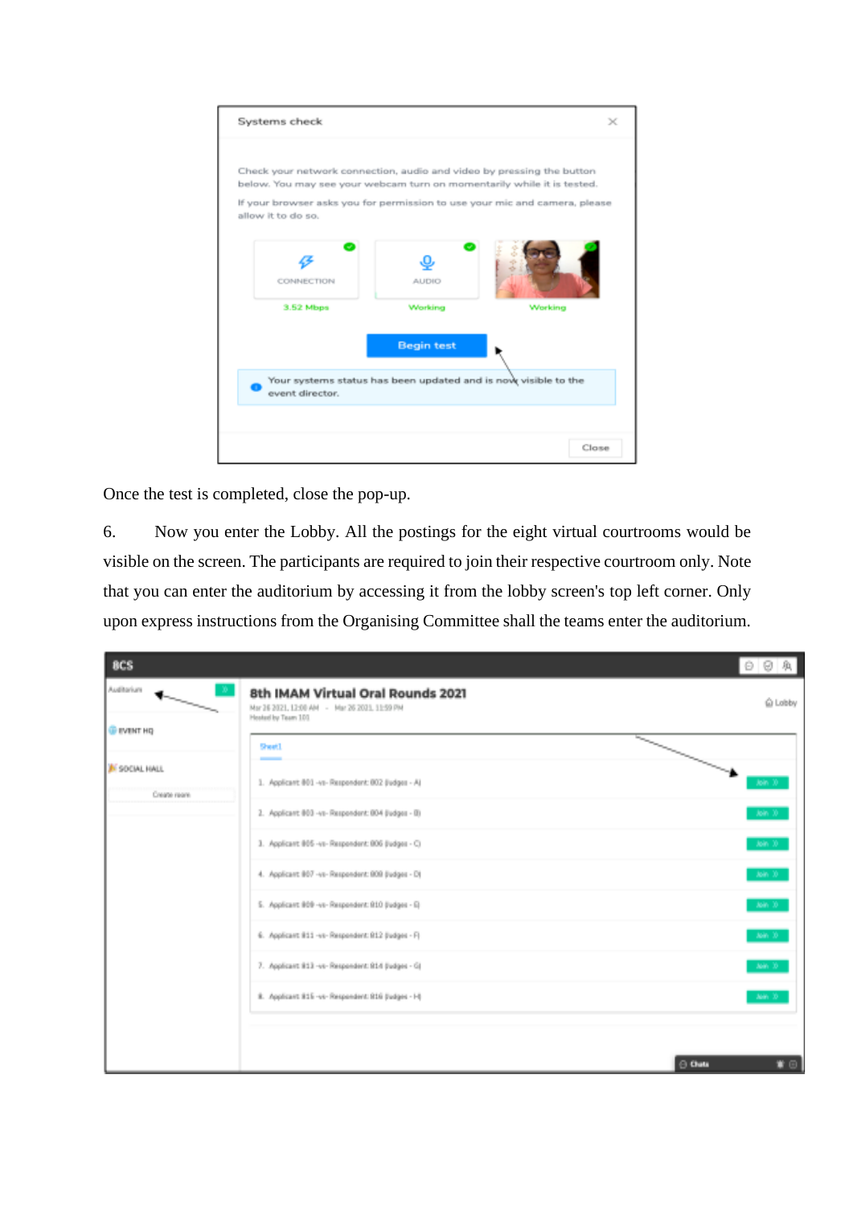Once the test is completed, close the pop-up.

6. Now you enter the Lobby. All the postings for the eight virtual courtrooms would be visible on the screen. The participants are required to join their respective courtroom only. Note that you can enter the auditorium by accessing it from the lobby screen's top left corner. Only upon express instructions from the Organising Committee shall the teams enter the auditorium.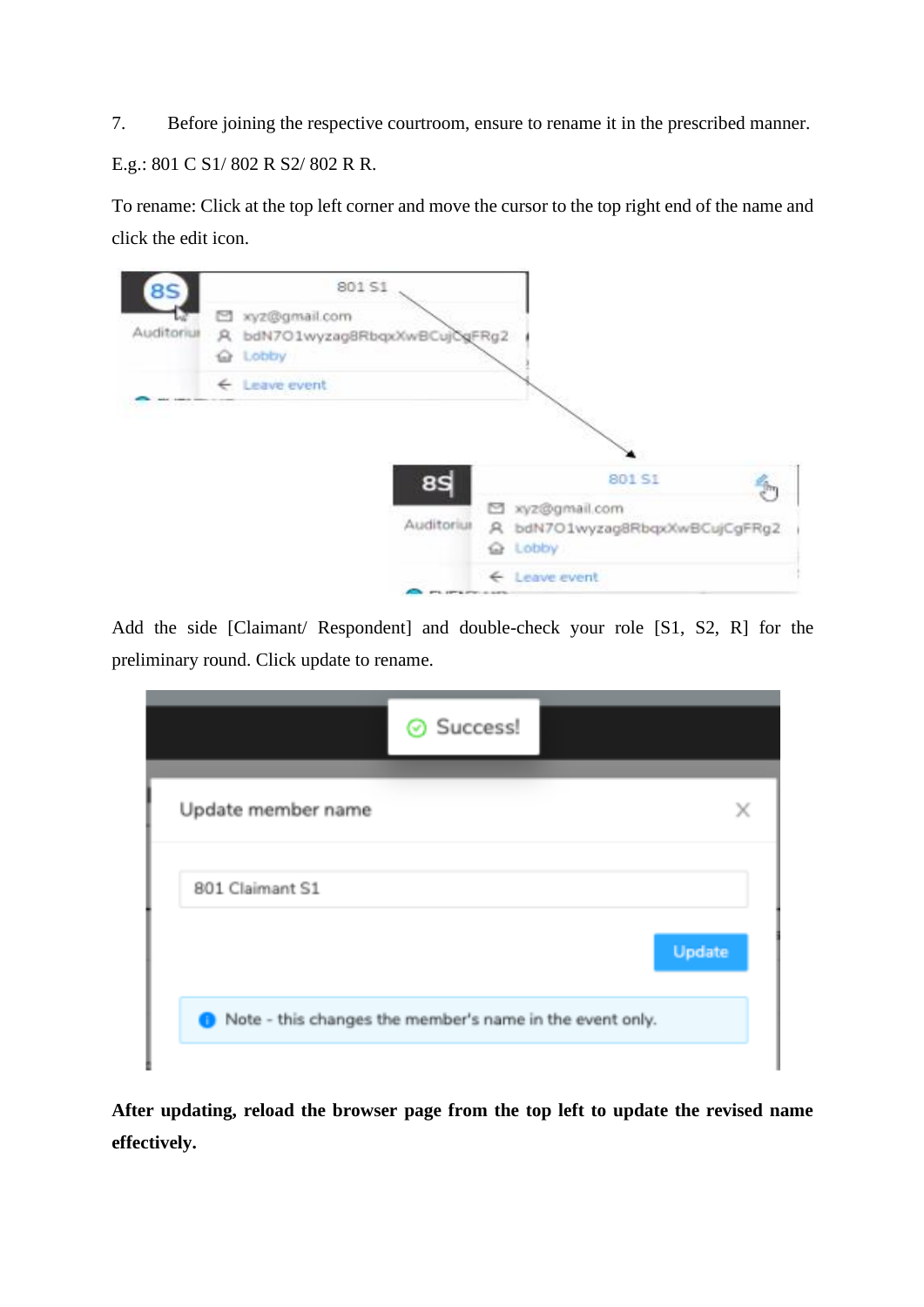7. Before joining the respective courtroom, ensure to rename it in the prescribed manner. E.g.: 801 C S1/ 802 R S2/ 802 R R.

To rename: Click at the top left corner and move the cursor to the top right end of the name and click the edit icon.

Add the side [Claimant/ Respondent] and double-check your role [S1, S2, R] for the preliminary round. Click update to rename.

**After updating, reload the browser page from the top left to update the revised name effectively.**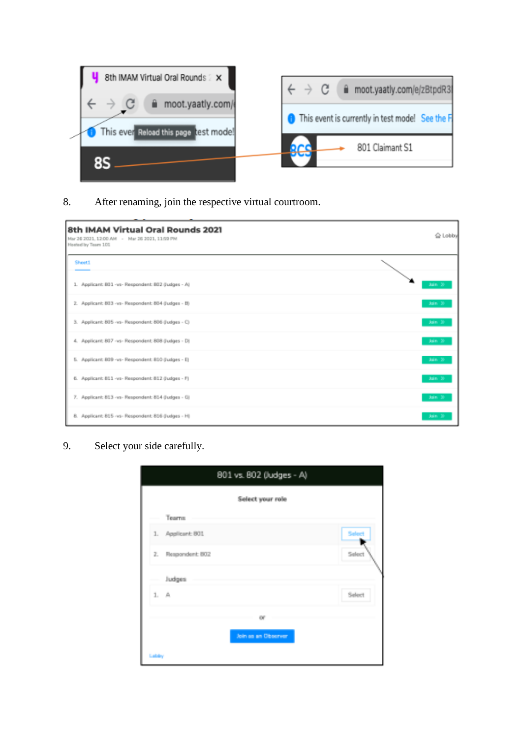8. After renaming, join the respective virtual courtroom.

9. Select your side carefully.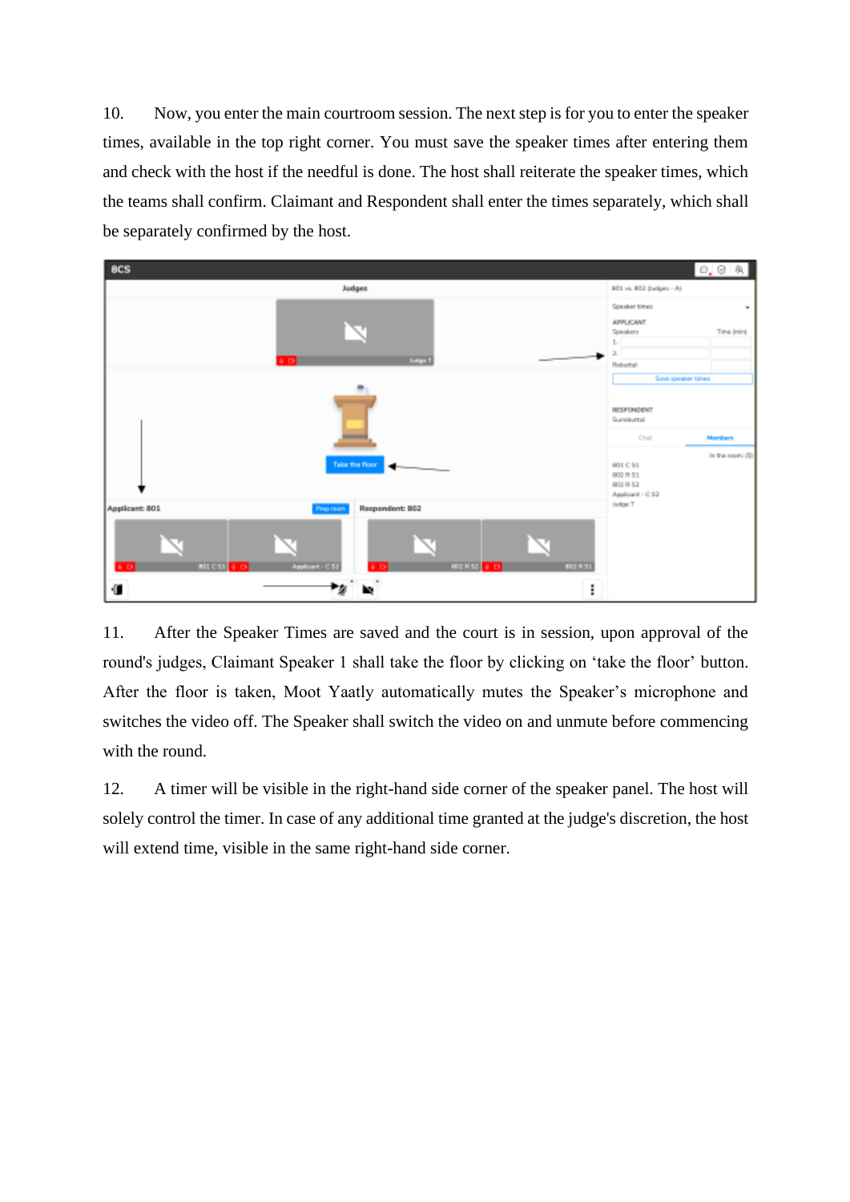10. Now, you enter the main courtroom session. The next step is for you to enter the speaker times, available in the top right corner. You must save the speaker times after entering them and check with the host if the needful is done. The host shall reiterate the speaker times, which the teams shall confirm. Claimant and Respondent shall enter the times separately, which shall be separately confirmed by the host.

11. After the Speaker Times are saved and the court is in session, upon approval of the round's judges, Claimant Speaker 1 shall take the floor by clicking on 'take the floor' button. After the floor is taken, Moot Yaatly automatically mutes the Speaker's microphone and switches the video off. The Speaker shall switch the video on and unmute before commencing with the round.

12. A timer will be visible in the right-hand side corner of the speaker panel. The host will solely control the timer. In case of any additional time granted at the judge's discretion, the host will extend time, visible in the same right-hand side corner.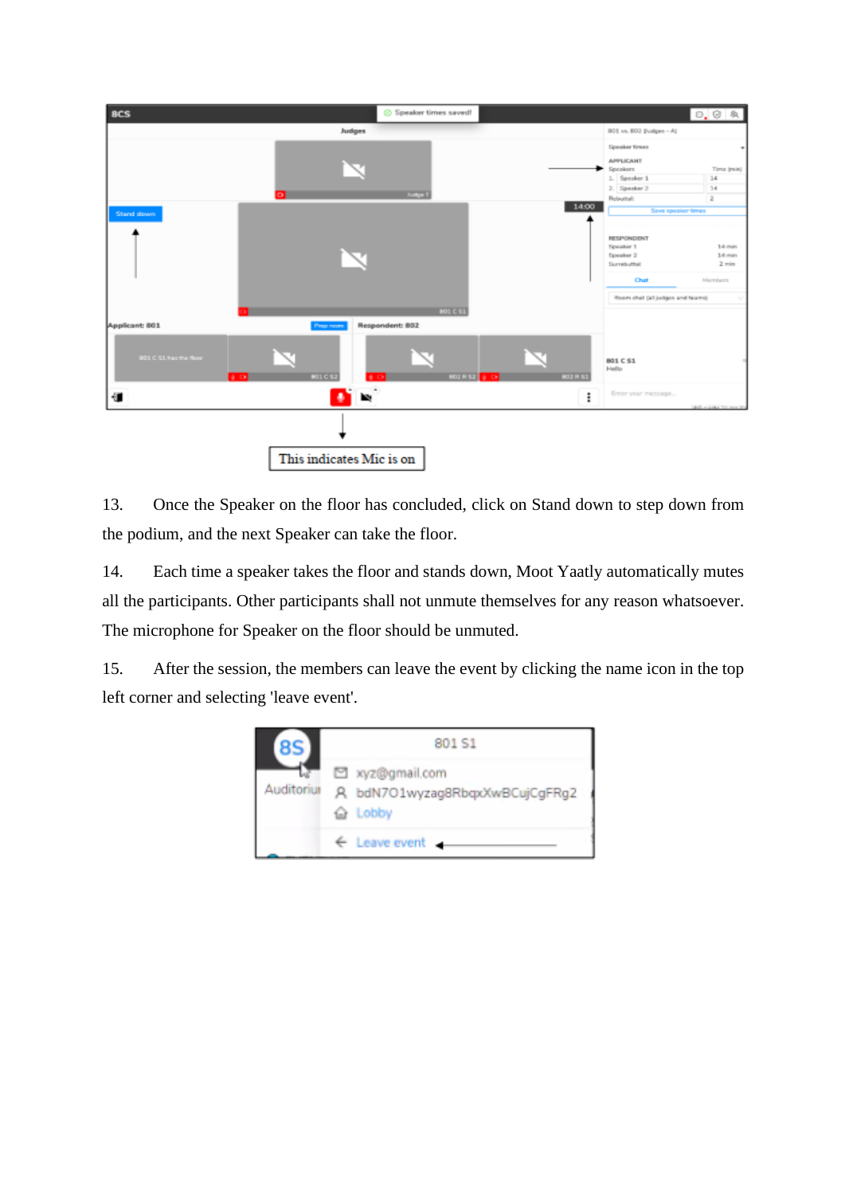This indicates Mic is on

13. Once the Speaker on the floor has concluded, click on Stand down to step down from the podium, and the next Speaker can take the floor.

14. Each time a speaker takes the floor and stands down, Moot Yaatly automatically mutes all the participants. Other participants shall not unmute themselves for any reason whatsoever. The microphone for Speaker on the floor should be unmuted.

15. After the session, the members can leave the event by clicking the name icon in the top left corner and selecting 'leave event'.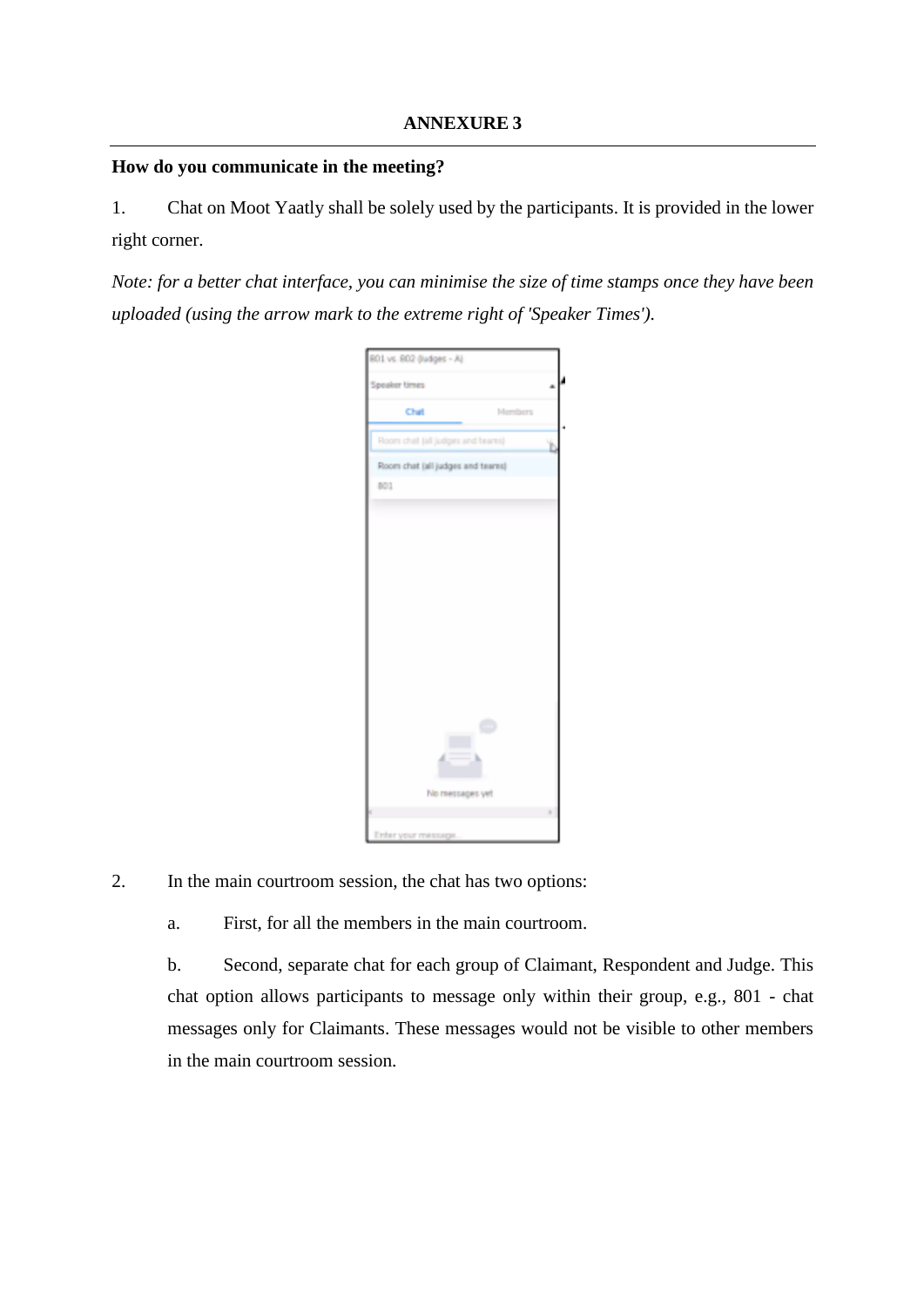**ANNEXURE 3**

**How do you communicate in the meeting?**

1. Chat on Moot Yaatly shall be solely used by the participants. It is provided in the lower right corner.

*Note: for a better chat interface, you can minimise the size of time stamps once they have been uploaded (using the arrow mark to the extreme right of 'Speaker Times').*

2. In the main courtroom session, the chat has two options:

   a. First, for all the members in the main courtroom.

   b. Second, separate chat for each group of Claimant, Respondent and Judge. This chat option allows participants to message only within their group, e.g., 801 - chat messages only for Claimants. These messages would not be visible to other members in the main courtroom session.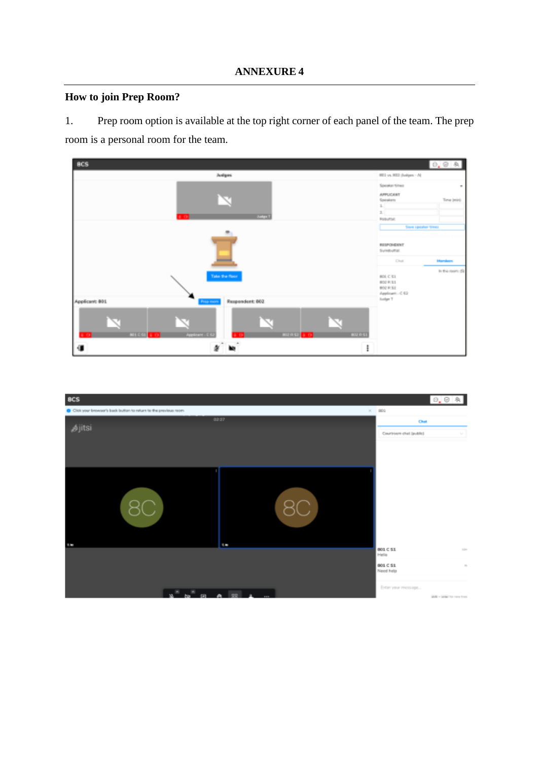# ANNEXURE 4

## How to join Prep Room?

1. Prep room option is available at the top right corner of each panel of the team. The prep room is a personal room for the team.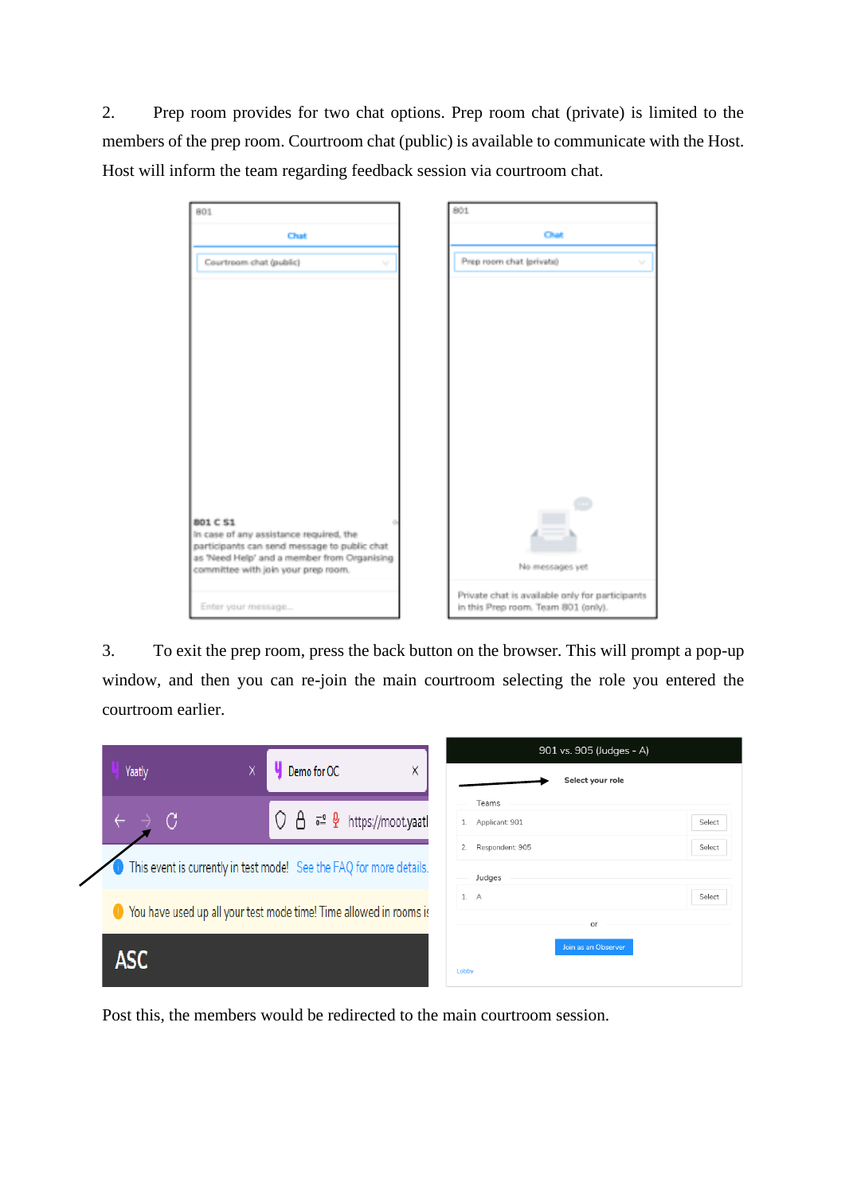2. Prep room provides for two chat options. Prep room chat (private) is limited to the members of the prep room. Courtroom chat (public) is available to communicate with the Host. Host will inform the team regarding feedback session via courtroom chat.

3. To exit the prep room, press the back button on the browser. This will prompt a pop-up window, and then you can re-join the main courtroom selecting the role you entered the courtroom earlier.

Post this, the members would be redirected to the main courtroom session.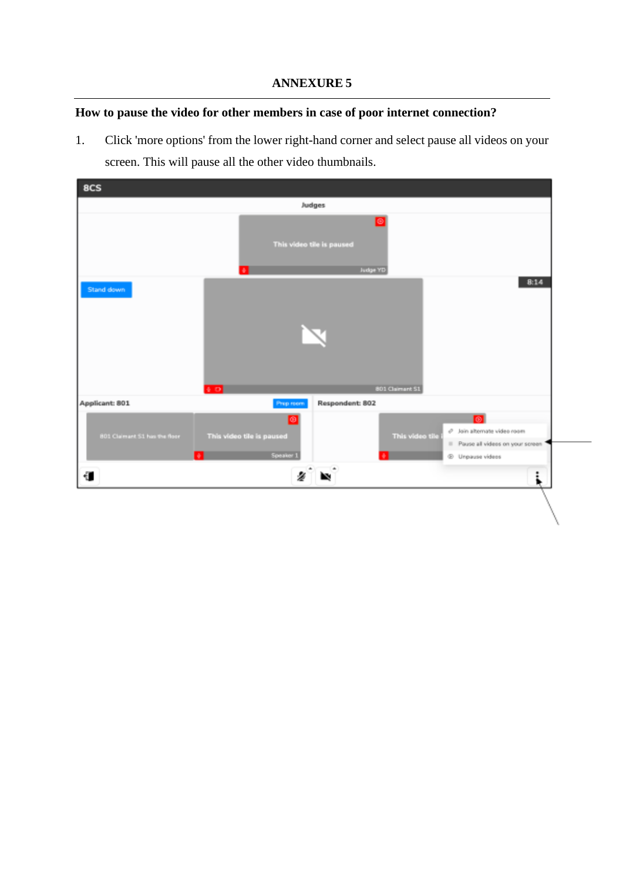# ANNEXURE 5

## How to pause the video for other members in case of poor internet connection?

1. Click 'more options' from the lower right-hand corner and select pause all videos on your screen. This will pause all the other video thumbnails.